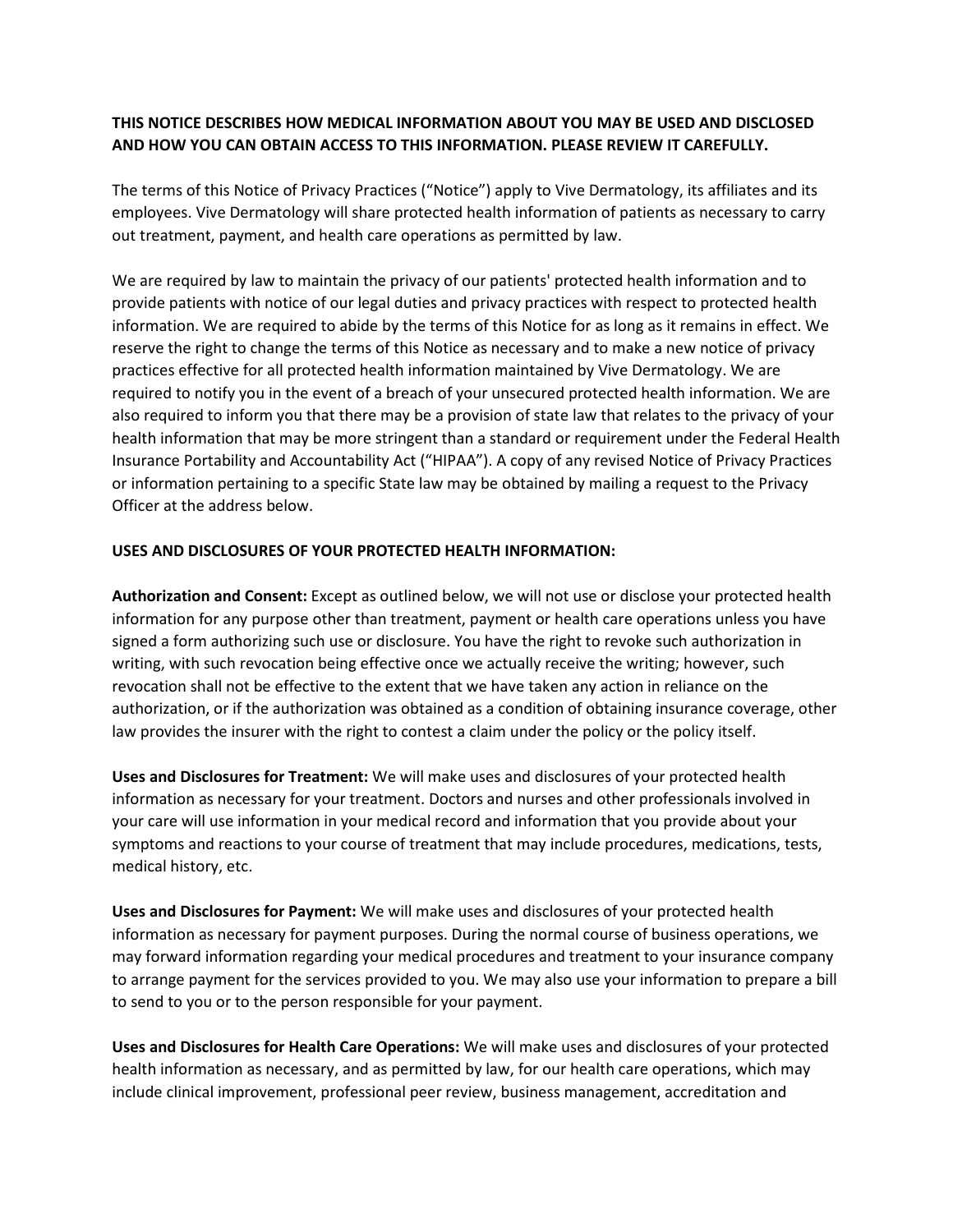**THIS NOTICE DESCRIBES HOW MEDICAL INFORMATION ABOUT YOU MAY BE USED AND DISCLOSED AND HOW YOU CAN OBTAIN ACCESS TO THIS INFORMATION. PLEASE REVIEW IT CAREFULLY.**

The terms of this Notice of Privacy Practices ("Notice") apply to Vive Dermatology, its affiliates and its employees. Vive Dermatology will share protected health information of patients as necessary to carry out treatment, payment, and health care operations as permitted by law.

We are required by law to maintain the privacy of our patients' protected health information and to provide patients with notice of our legal duties and privacy practices with respect to protected health information. We are required to abide by the terms of this Notice for as long as it remains in effect. We reserve the right to change the terms of this Notice as necessary and to make a new notice of privacy practices effective for all protected health information maintained by Vive Dermatology. We are required to notify you in the event of a breach of your unsecured protected health information. We are also required to inform you that there may be a provision of state law that relates to the privacy of your health information that may be more stringent than a standard or requirement under the Federal Health Insurance Portability and Accountability Act ("HIPAA"). A copy of any revised Notice of Privacy Practices or information pertaining to a specific State law may be obtained by mailing a request to the Privacy Officer at the address below.

**USES AND DISCLOSURES OF YOUR PROTECTED HEALTH INFORMATION:**

**Authorization and Consent:** Except as outlined below, we will not use or disclose your protected health information for any purpose other than treatment, payment or health care operations unless you have signed a form authorizing such use or disclosure. You have the right to revoke such authorization in writing, with such revocation being effective once we actually receive the writing; however, such revocation shall not be effective to the extent that we have taken any action in reliance on the authorization, or if the authorization was obtained as a condition of obtaining insurance coverage, other law provides the insurer with the right to contest a claim under the policy or the policy itself.

**Uses and Disclosures for Treatment:** We will make uses and disclosures of your protected health information as necessary for your treatment. Doctors and nurses and other professionals involved in your care will use information in your medical record and information that you provide about your symptoms and reactions to your course of treatment that may include procedures, medications, tests, medical history, etc.

**Uses and Disclosures for Payment:** We will make uses and disclosures of your protected health information as necessary for payment purposes. During the normal course of business operations, we may forward information regarding your medical procedures and treatment to your insurance company to arrange payment for the services provided to you. We may also use your information to prepare a bill to send to you or to the person responsible for your payment.

**Uses and Disclosures for Health Care Operations:** We will make uses and disclosures of your protected health information as necessary, and as permitted by law, for our health care operations, which may include clinical improvement, professional peer review, business management, accreditation and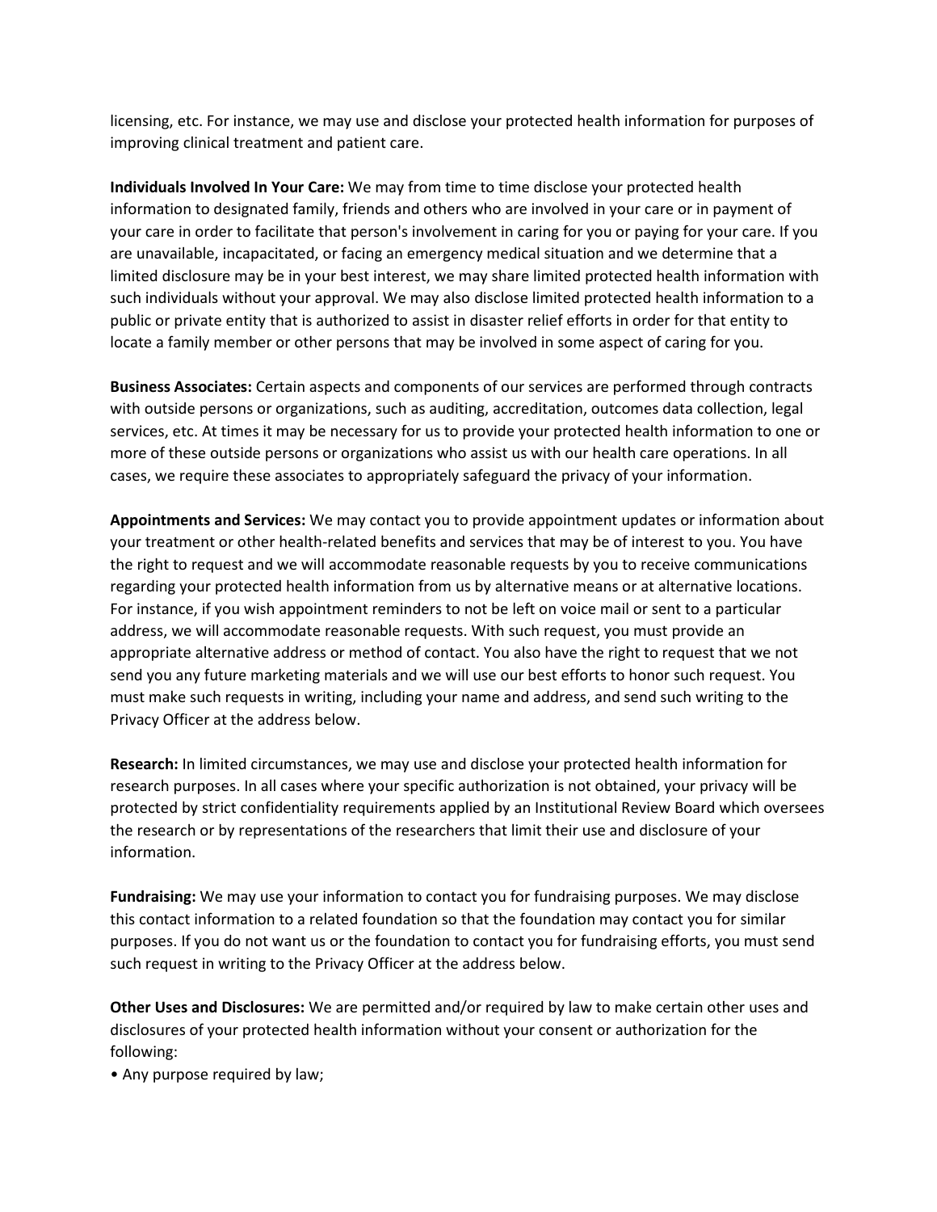licensing, etc. For instance, we may use and disclose your protected health information for purposes of improving clinical treatment and patient care.

**Individuals Involved In Your Care:** We may from time to time disclose your protected health information to designated family, friends and others who are involved in your care or in payment of your care in order to facilitate that person's involvement in caring for you or paying for your care. If you are unavailable, incapacitated, or facing an emergency medical situation and we determine that a limited disclosure may be in your best interest, we may share limited protected health information with such individuals without your approval. We may also disclose limited protected health information to a public or private entity that is authorized to assist in disaster relief efforts in order for that entity to locate a family member or other persons that may be involved in some aspect of caring for you.

**Business Associates:** Certain aspects and components of our services are performed through contracts with outside persons or organizations, such as auditing, accreditation, outcomes data collection, legal services, etc. At times it may be necessary for us to provide your protected health information to one or more of these outside persons or organizations who assist us with our health care operations. In all cases, we require these associates to appropriately safeguard the privacy of your information.

**Appointments and Services:** We may contact you to provide appointment updates or information about your treatment or other health-related benefits and services that may be of interest to you. You have the right to request and we will accommodate reasonable requests by you to receive communications regarding your protected health information from us by alternative means or at alternative locations. For instance, if you wish appointment reminders to not be left on voice mail or sent to a particular address, we will accommodate reasonable requests. With such request, you must provide an appropriate alternative address or method of contact. You also have the right to request that we not send you any future marketing materials and we will use our best efforts to honor such request. You must make such requests in writing, including your name and address, and send such writing to the Privacy Officer at the address below.

**Research:** In limited circumstances, we may use and disclose your protected health information for research purposes. In all cases where your specific authorization is not obtained, your privacy will be protected by strict confidentiality requirements applied by an Institutional Review Board which oversees the research or by representations of the researchers that limit their use and disclosure of your information.

**Fundraising:** We may use your information to contact you for fundraising purposes. We may disclose this contact information to a related foundation so that the foundation may contact you for similar purposes. If you do not want us or the foundation to contact you for fundraising efforts, you must send such request in writing to the Privacy Officer at the address below.

**Other Uses and Disclosures:** We are permitted and/or required by law to make certain other uses and disclosures of your protected health information without your consent or authorization for the following:

- Any purpose required by law;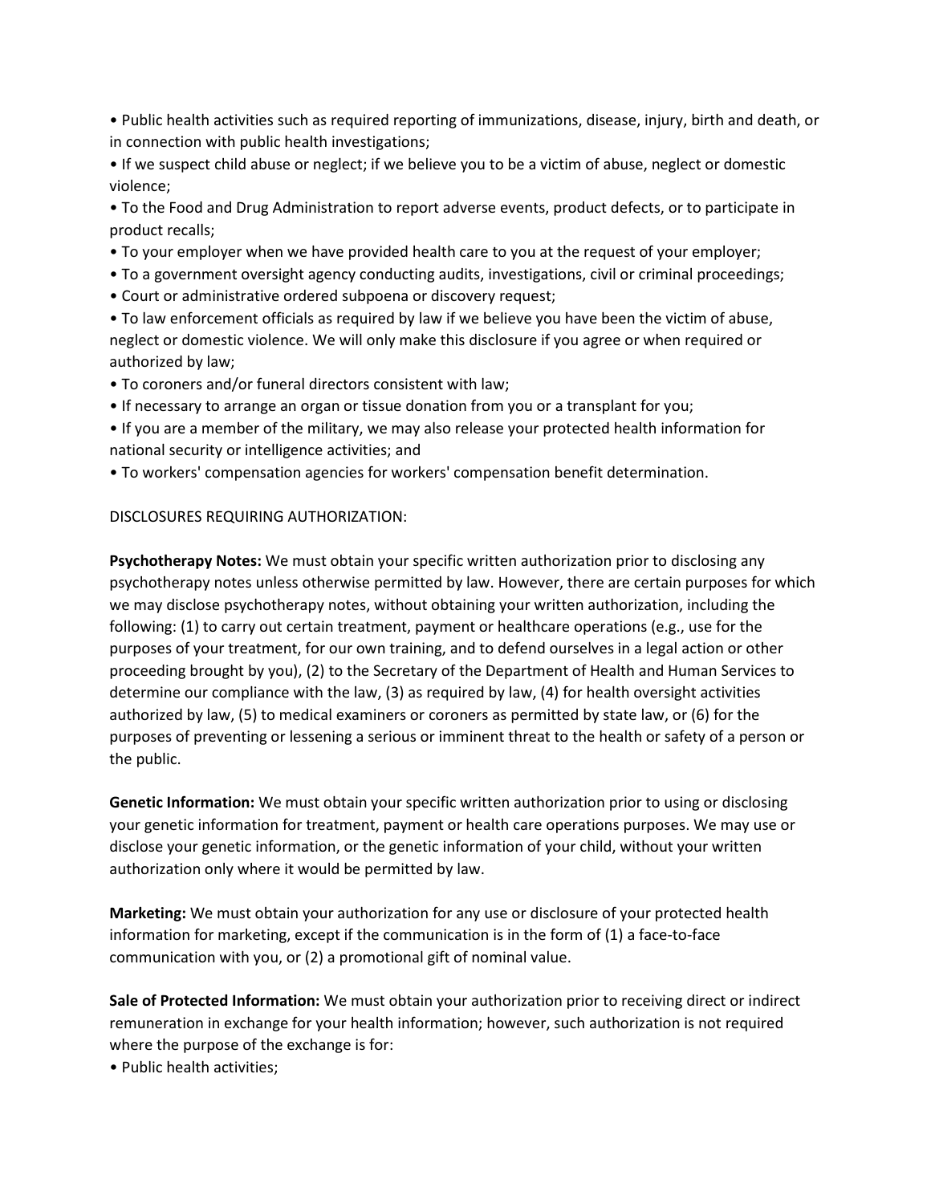- Public health activities such as required reporting of immunizations, disease, injury, birth and death, or in connection with public health investigations;
- If we suspect child abuse or neglect; if we believe you to be a victim of abuse, neglect or domestic violence;
- To the Food and Drug Administration to report adverse events, product defects, or to participate in product recalls;
- To your employer when we have provided health care to you at the request of your employer;
- To a government oversight agency conducting audits, investigations, civil or criminal proceedings;
- Court or administrative ordered subpoena or discovery request;
- To law enforcement officials as required by law if we believe you have been the victim of abuse, neglect or domestic violence. We will only make this disclosure if you agree or when required or authorized by law;
- To coroners and/or funeral directors consistent with law;
- If necessary to arrange an organ or tissue donation from you or a transplant for you;
- If you are a member of the military, we may also release your protected health information for national security or intelligence activities; and
- To workers' compensation agencies for workers' compensation benefit determination.

DISCLOSURES REQUIRING AUTHORIZATION:

**Psychotherapy Notes:** We must obtain your specific written authorization prior to disclosing any psychotherapy notes unless otherwise permitted by law. However, there are certain purposes for which we may disclose psychotherapy notes, without obtaining your written authorization, including the following: (1) to carry out certain treatment, payment or healthcare operations (e.g., use for the purposes of your treatment, for our own training, and to defend ourselves in a legal action or other proceeding brought by you), (2) to the Secretary of the Department of Health and Human Services to determine our compliance with the law, (3) as required by law, (4) for health oversight activities authorized by law, (5) to medical examiners or coroners as permitted by state law, or (6) for the purposes of preventing or lessening a serious or imminent threat to the health or safety of a person or the public.

**Genetic Information:** We must obtain your specific written authorization prior to using or disclosing your genetic information for treatment, payment or health care operations purposes. We may use or disclose your genetic information, or the genetic information of your child, without your written authorization only where it would be permitted by law.

**Marketing:** We must obtain your authorization for any use or disclosure of your protected health information for marketing, except if the communication is in the form of (1) a face-to-face communication with you, or (2) a promotional gift of nominal value.

**Sale of Protected Information:** We must obtain your authorization prior to receiving direct or indirect remuneration in exchange for your health information; however, such authorization is not required where the purpose of the exchange is for:

- Public health activities;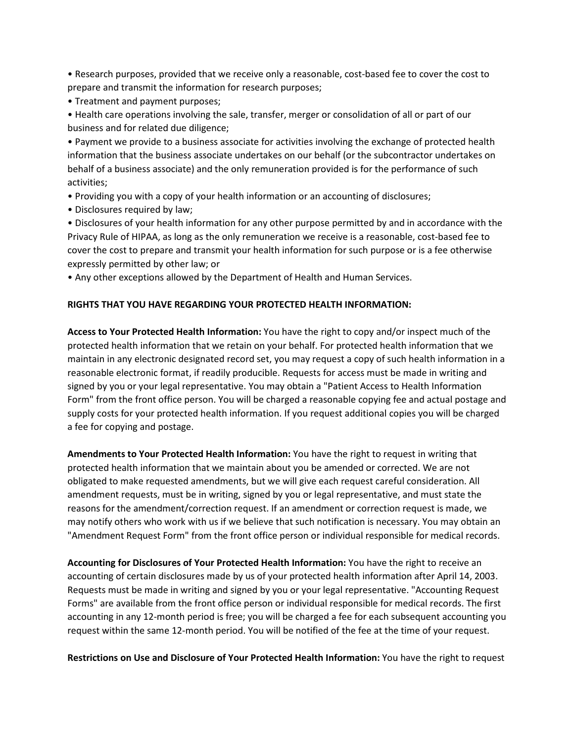- Research purposes, provided that we receive only a reasonable, cost-based fee to cover the cost to prepare and transmit the information for research purposes;
- Treatment and payment purposes;
- Health care operations involving the sale, transfer, merger or consolidation of all or part of our business and for related due diligence;
- Payment we provide to a business associate for activities involving the exchange of protected health information that the business associate undertakes on our behalf (or the subcontractor undertakes on behalf of a business associate) and the only remuneration provided is for the performance of such activities;
- Providing you with a copy of your health information or an accounting of disclosures;
- Disclosures required by law;
- Disclosures of your health information for any other purpose permitted by and in accordance with the Privacy Rule of HIPAA, as long as the only remuneration we receive is a reasonable, cost-based fee to cover the cost to prepare and transmit your health information for such purpose or is a fee otherwise expressly permitted by other law; or
- Any other exceptions allowed by the Department of Health and Human Services.

**RIGHTS THAT YOU HAVE REGARDING YOUR PROTECTED HEALTH INFORMATION:**

**Access to Your Protected Health Information:** You have the right to copy and/or inspect much of the protected health information that we retain on your behalf. For protected health information that we maintain in any electronic designated record set, you may request a copy of such health information in a reasonable electronic format, if readily producible. Requests for access must be made in writing and signed by you or your legal representative. You may obtain a "Patient Access to Health Information Form" from the front office person. You will be charged a reasonable copying fee and actual postage and supply costs for your protected health information. If you request additional copies you will be charged a fee for copying and postage.

**Amendments to Your Protected Health Information:** You have the right to request in writing that protected health information that we maintain about you be amended or corrected. We are not obligated to make requested amendments, but we will give each request careful consideration. All amendment requests, must be in writing, signed by you or legal representative, and must state the reasons for the amendment/correction request. If an amendment or correction request is made, we may notify others who work with us if we believe that such notification is necessary. You may obtain an "Amendment Request Form" from the front office person or individual responsible for medical records.

**Accounting for Disclosures of Your Protected Health Information:** You have the right to receive an accounting of certain disclosures made by us of your protected health information after April 14, 2003. Requests must be made in writing and signed by you or your legal representative. "Accounting Request Forms" are available from the front office person or individual responsible for medical records. The first accounting in any 12-month period is free; you will be charged a fee for each subsequent accounting you request within the same 12-month period. You will be notified of the fee at the time of your request.

**Restrictions on Use and Disclosure of Your Protected Health Information:** You have the right to request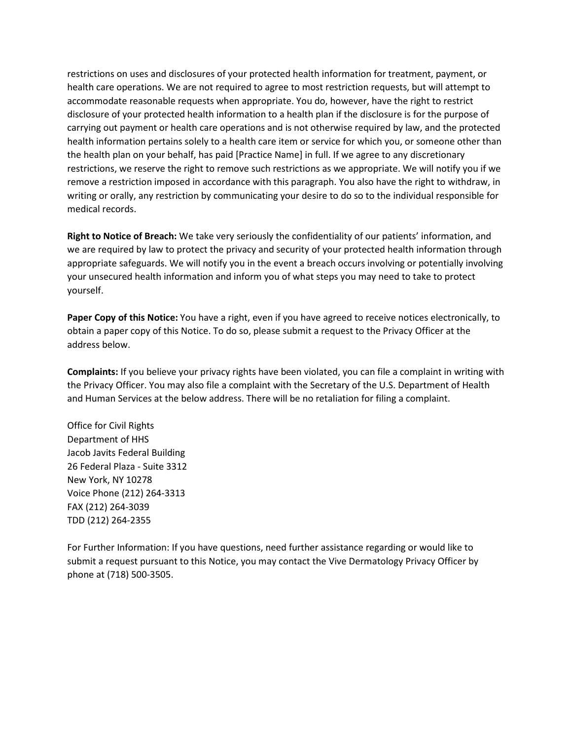restrictions on uses and disclosures of your protected health information for treatment, payment, or health care operations. We are not required to agree to most restriction requests, but will attempt to accommodate reasonable requests when appropriate. You do, however, have the right to restrict disclosure of your protected health information to a health plan if the disclosure is for the purpose of carrying out payment or health care operations and is not otherwise required by law, and the protected health information pertains solely to a health care item or service for which you, or someone other than the health plan on your behalf, has paid [Practice Name] in full. If we agree to any discretionary restrictions, we reserve the right to remove such restrictions as we appropriate. We will notify you if we remove a restriction imposed in accordance with this paragraph. You also have the right to withdraw, in writing or orally, any restriction by communicating your desire to do so to the individual responsible for medical records.

**Right to Notice of Breach:** We take very seriously the confidentiality of our patients' information, and we are required by law to protect the privacy and security of your protected health information through appropriate safeguards. We will notify you in the event a breach occurs involving or potentially involving your unsecured health information and inform you of what steps you may need to take to protect yourself.

**Paper Copy of this Notice:** You have a right, even if you have agreed to receive notices electronically, to obtain a paper copy of this Notice. To do so, please submit a request to the Privacy Officer at the address below.

**Complaints:** If you believe your privacy rights have been violated, you can file a complaint in writing with the Privacy Officer. You may also file a complaint with the Secretary of the U.S. Department of Health and Human Services at the below address. There will be no retaliation for filing a complaint.

Office for Civil Rights
Department of HHS
Jacob Javits Federal Building
26 Federal Plaza - Suite 3312
New York, NY 10278
Voice Phone (212) 264-3313
FAX (212) 264-3039
TDD (212) 264-2355

For Further Information: If you have questions, need further assistance regarding or would like to submit a request pursuant to this Notice, you may contact the Vive Dermatology Privacy Officer by phone at (718) 500-3505.